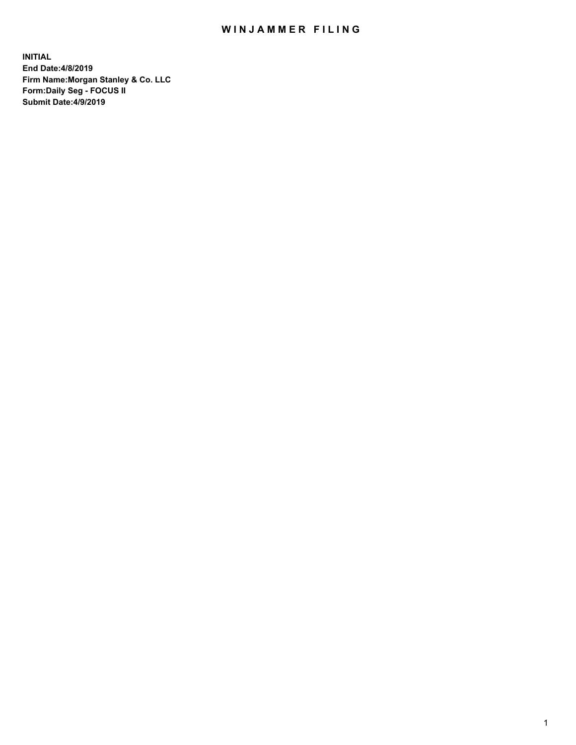# WINJAMMER FILING

**INITIAL**
**End Date:4/8/2019**
**Firm Name:Morgan Stanley & Co. LLC**
**Form:Daily Seg - FOCUS II**
**Submit Date:4/9/2019**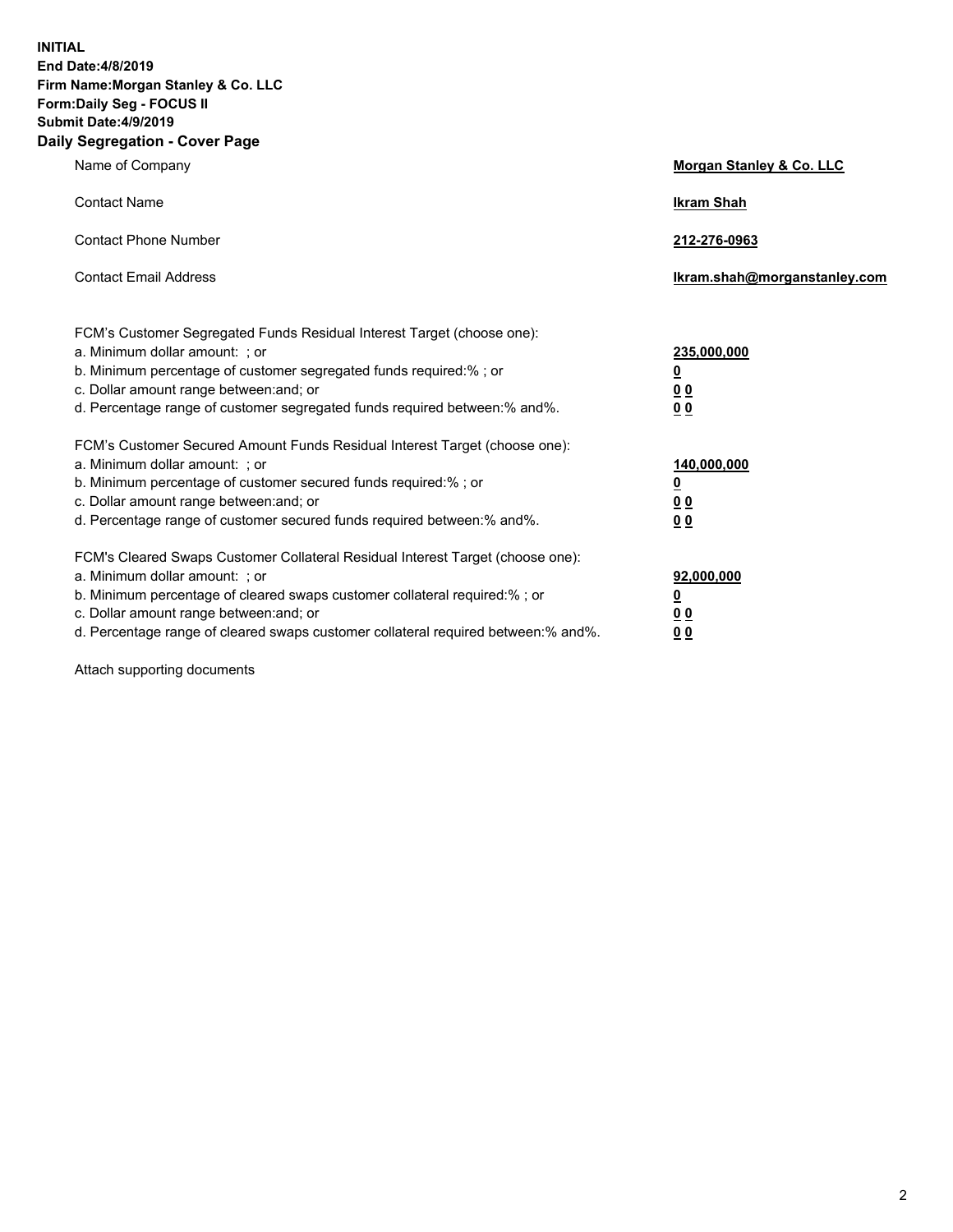**INITIAL**
**End Date:4/8/2019**
**Firm Name:Morgan Stanley & Co. LLC**
**Form:Daily Seg - FOCUS II**
**Submit Date:4/9/2019**

## Daily Segregation - Cover Page

| | |
|---|---|
| Name of Company | **Morgan Stanley & Co. LLC** |
| Contact Name | **Ikram Shah** |
| Contact Phone Number | **212-276-0963** |
| Contact Email Address | **Ikram.shah@morganstanley.com** |

| | |
|---|---|
| FCM's Customer Segregated Funds Residual Interest Target (choose one): | |
| a. Minimum dollar amount: ; or | **235,000,000** |
| b. Minimum percentage of customer segregated funds required:% ; or | **0** |
| c. Dollar amount range between:and; or | **0 0** |
| d. Percentage range of customer segregated funds required between:% and%. | **0 0** |
| FCM's Customer Secured Amount Funds Residual Interest Target (choose one): | |
| a. Minimum dollar amount: ; or | **140,000,000** |
| b. Minimum percentage of customer secured funds required:% ; or | **0** |
| c. Dollar amount range between:and; or | **0 0** |
| d. Percentage range of customer secured funds required between:% and%. | **0 0** |
| FCM's Cleared Swaps Customer Collateral Residual Interest Target (choose one): | |
| a. Minimum dollar amount: ; or | **92,000,000** |
| b. Minimum percentage of cleared swaps customer collateral required:% ; or | **0** |
| c. Dollar amount range between:and; or | **0 0** |
| d. Percentage range of cleared swaps customer collateral required between:% and%. | **0 0** |

Attach supporting documents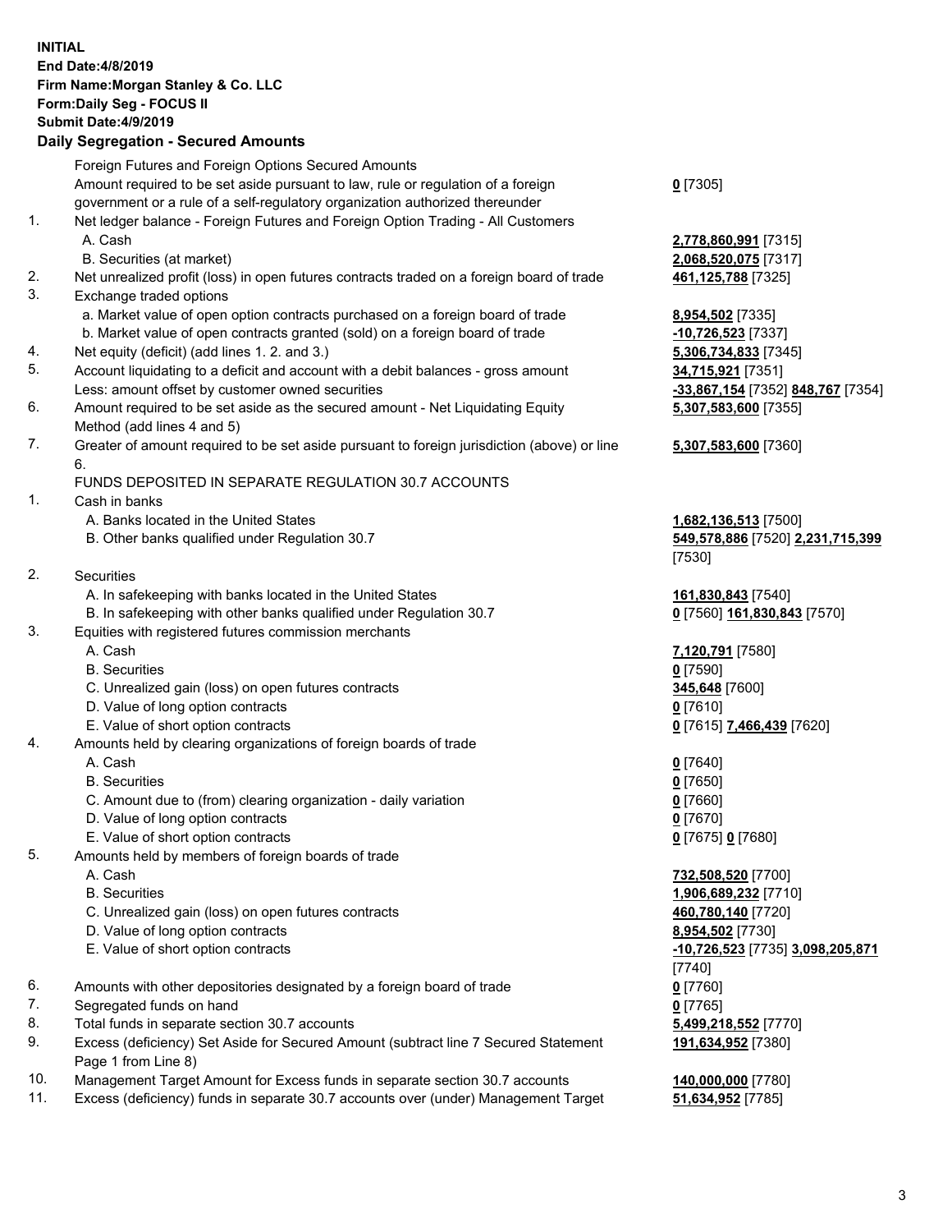**INITIAL**
**End Date:4/8/2019**
**Firm Name:Morgan Stanley & Co. LLC**
**Form:Daily Seg - FOCUS II**
**Submit Date:4/9/2019**
**Daily Segregation - Secured Amounts**

| | | |
|---|---|---|
| | Foreign Futures and Foreign Options Secured Amounts | |
| | Amount required to be set aside pursuant to law, rule or regulation of a foreign government or a rule of a self-regulatory organization authorized thereunder | **0** [7305] |
| 1. | Net ledger balance - Foreign Futures and Foreign Option Trading - All Customers | |
| | A. Cash | **2,778,860,991** [7315] |
| | B. Securities (at market) | **2,068,520,075** [7317] |
| 2. | Net unrealized profit (loss) in open futures contracts traded on a foreign board of trade | **461,125,788** [7325] |
| 3. | Exchange traded options | |
| | a. Market value of open option contracts purchased on a foreign board of trade | **8,954,502** [7335] |
| | b. Market value of open contracts granted (sold) on a foreign board of trade | **-10,726,523** [7337] |
| 4. | Net equity (deficit) (add lines 1. 2. and 3.) | **5,306,734,833** [7345] |
| 5. | Account liquidating to a deficit and account with a debit balances - gross amount | **34,715,921** [7351] |
| | Less: amount offset by customer owned securities | **-33,867,154** [7352] **848,767** [7354] |
| 6. | Amount required to be set aside as the secured amount - Net Liquidating Equity Method (add lines 4 and 5) | **5,307,583,600** [7355] |
| 7. | Greater of amount required to be set aside pursuant to foreign jurisdiction (above) or line 6. | **5,307,583,600** [7360] |
| | FUNDS DEPOSITED IN SEPARATE REGULATION 30.7 ACCOUNTS | |
| 1. | Cash in banks | |
| | A. Banks located in the United States | **1,682,136,513** [7500] |
| | B. Other banks qualified under Regulation 30.7 | **549,578,886** [7520] **2,231,715,399** [7530] |
| 2. | Securities | |
| | A. In safekeeping with banks located in the United States | **161,830,843** [7540] |
| | B. In safekeeping with other banks qualified under Regulation 30.7 | **0** [7560] **161,830,843** [7570] |
| 3. | Equities with registered futures commission merchants | |
| | A. Cash | **7,120,791** [7580] |
| | B. Securities | **0** [7590] |
| | C. Unrealized gain (loss) on open futures contracts | **345,648** [7600] |
| | D. Value of long option contracts | **0** [7610] |
| | E. Value of short option contracts | **0** [7615] **7,466,439** [7620] |
| 4. | Amounts held by clearing organizations of foreign boards of trade | |
| | A. Cash | **0** [7640] |
| | B. Securities | **0** [7650] |
| | C. Amount due to (from) clearing organization - daily variation | **0** [7660] |
| | D. Value of long option contracts | **0** [7670] |
| | E. Value of short option contracts | **0** [7675] **0** [7680] |
| 5. | Amounts held by members of foreign boards of trade | |
| | A. Cash | **732,508,520** [7700] |
| | B. Securities | **1,906,689,232** [7710] |
| | C. Unrealized gain (loss) on open futures contracts | **460,780,140** [7720] |
| | D. Value of long option contracts | **8,954,502** [7730] |
| | E. Value of short option contracts | **-10,726,523** [7735] **3,098,205,871** [7740] |
| 6. | Amounts with other depositories designated by a foreign board of trade | **0** [7760] |
| 7. | Segregated funds on hand | **0** [7765] |
| 8. | Total funds in separate section 30.7 accounts | **5,499,218,552** [7770] |
| 9. | Excess (deficiency) Set Aside for Secured Amount (subtract line 7 Secured Statement Page 1 from Line 8) | **191,634,952** [7380] |
| 10. | Management Target Amount for Excess funds in separate section 30.7 accounts | **140,000,000** [7780] |
| 11. | Excess (deficiency) funds in separate 30.7 accounts over (under) Management Target | **51,634,952** [7785] |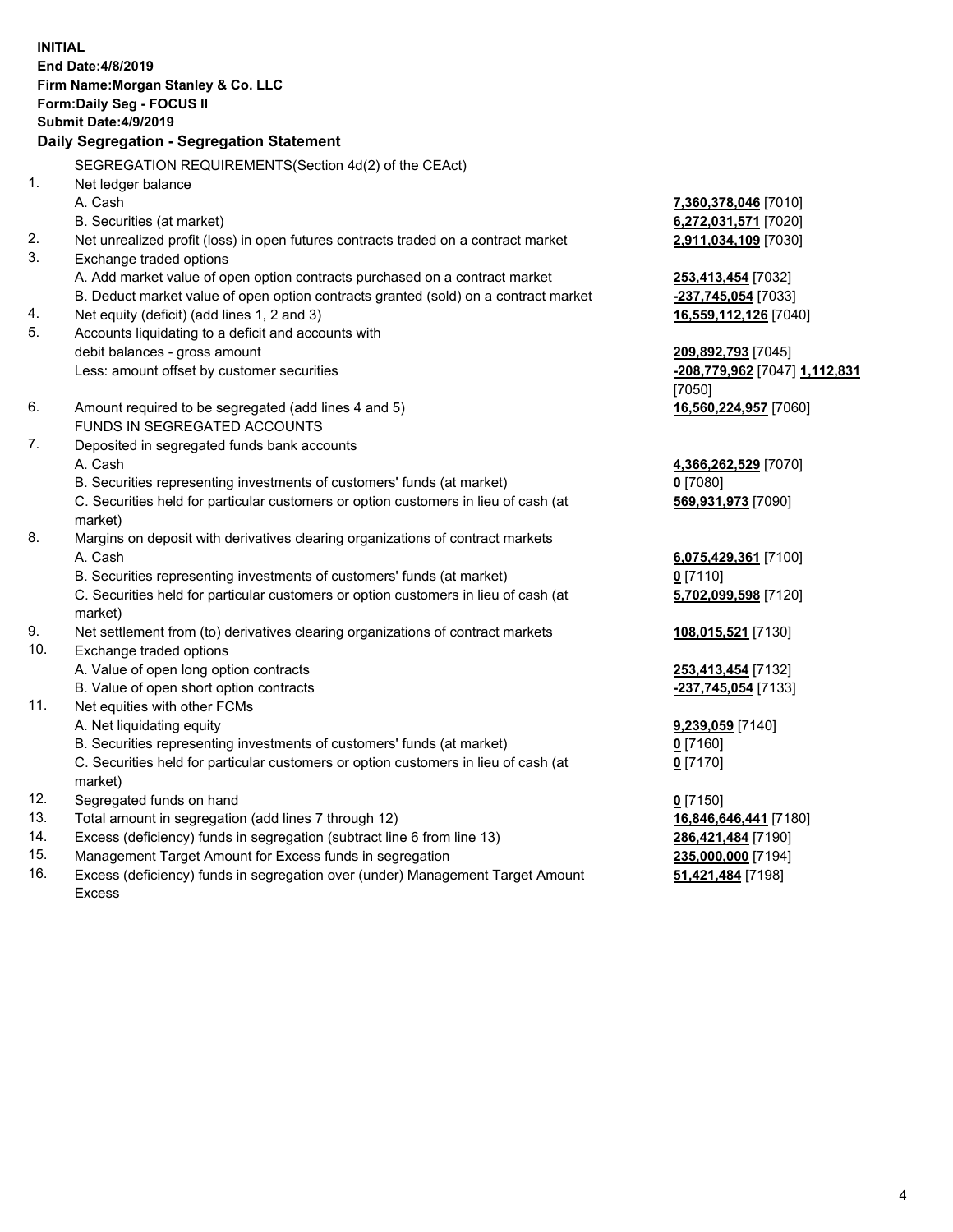**INITIAL**
**End Date:4/8/2019**
**Firm Name:Morgan Stanley & Co. LLC**
**Form:Daily Seg - FOCUS II**
**Submit Date:4/9/2019**

**Daily Segregation - Segregation Statement**

SEGREGATION REQUIREMENTS(Section 4d(2) of the CEAct)

| | | |
|---|---|---|
| 1. | Net ledger balance | |
| | A. Cash | **7,360,378,046** [7010] |
| | B. Securities (at market) | **6,272,031,571** [7020] |
| 2. | Net unrealized profit (loss) in open futures contracts traded on a contract market | **2,911,034,109** [7030] |
| 3. | Exchange traded options | |
| | A. Add market value of open option contracts purchased on a contract market | **253,413,454** [7032] |
| | B. Deduct market value of open option contracts granted (sold) on a contract market | **-237,745,054** [7033] |
| 4. | Net equity (deficit) (add lines 1, 2 and 3) | **16,559,112,126** [7040] |
| 5. | Accounts liquidating to a deficit and accounts with debit balances - gross amount | **209,892,793** [7045] |
| | Less: amount offset by customer securities | **-208,779,962** [7047] **1,112,831** [7050] |
| 6. | Amount required to be segregated (add lines 4 and 5) | **16,560,224,957** [7060] |
| | FUNDS IN SEGREGATED ACCOUNTS | |
| 7. | Deposited in segregated funds bank accounts | |
| | A. Cash | **4,366,262,529** [7070] |
| | B. Securities representing investments of customers' funds (at market) | **0** [7080] |
| | C. Securities held for particular customers or option customers in lieu of cash (at market) | **569,931,973** [7090] |
| 8. | Margins on deposit with derivatives clearing organizations of contract markets | |
| | A. Cash | **6,075,429,361** [7100] |
| | B. Securities representing investments of customers' funds (at market) | **0** [7110] |
| | C. Securities held for particular customers or option customers in lieu of cash (at market) | **5,702,099,598** [7120] |
| 9. | Net settlement from (to) derivatives clearing organizations of contract markets | **108,015,521** [7130] |
| 10. | Exchange traded options | |
| | A. Value of open long option contracts | **253,413,454** [7132] |
| | B. Value of open short option contracts | **-237,745,054** [7133] |
| 11. | Net equities with other FCMs | |
| | A. Net liquidating equity | **9,239,059** [7140] |
| | B. Securities representing investments of customers' funds (at market) | **0** [7160] |
| | C. Securities held for particular customers or option customers in lieu of cash (at market) | **0** [7170] |
| 12. | Segregated funds on hand | **0** [7150] |
| 13. | Total amount in segregation (add lines 7 through 12) | **16,846,646,441** [7180] |
| 14. | Excess (deficiency) funds in segregation (subtract line 6 from line 13) | **286,421,484** [7190] |
| 15. | Management Target Amount for Excess funds in segregation | **235,000,000** [7194] |
| 16. | Excess (deficiency) funds in segregation over (under) Management Target Amount Excess | **51,421,484** [7198] |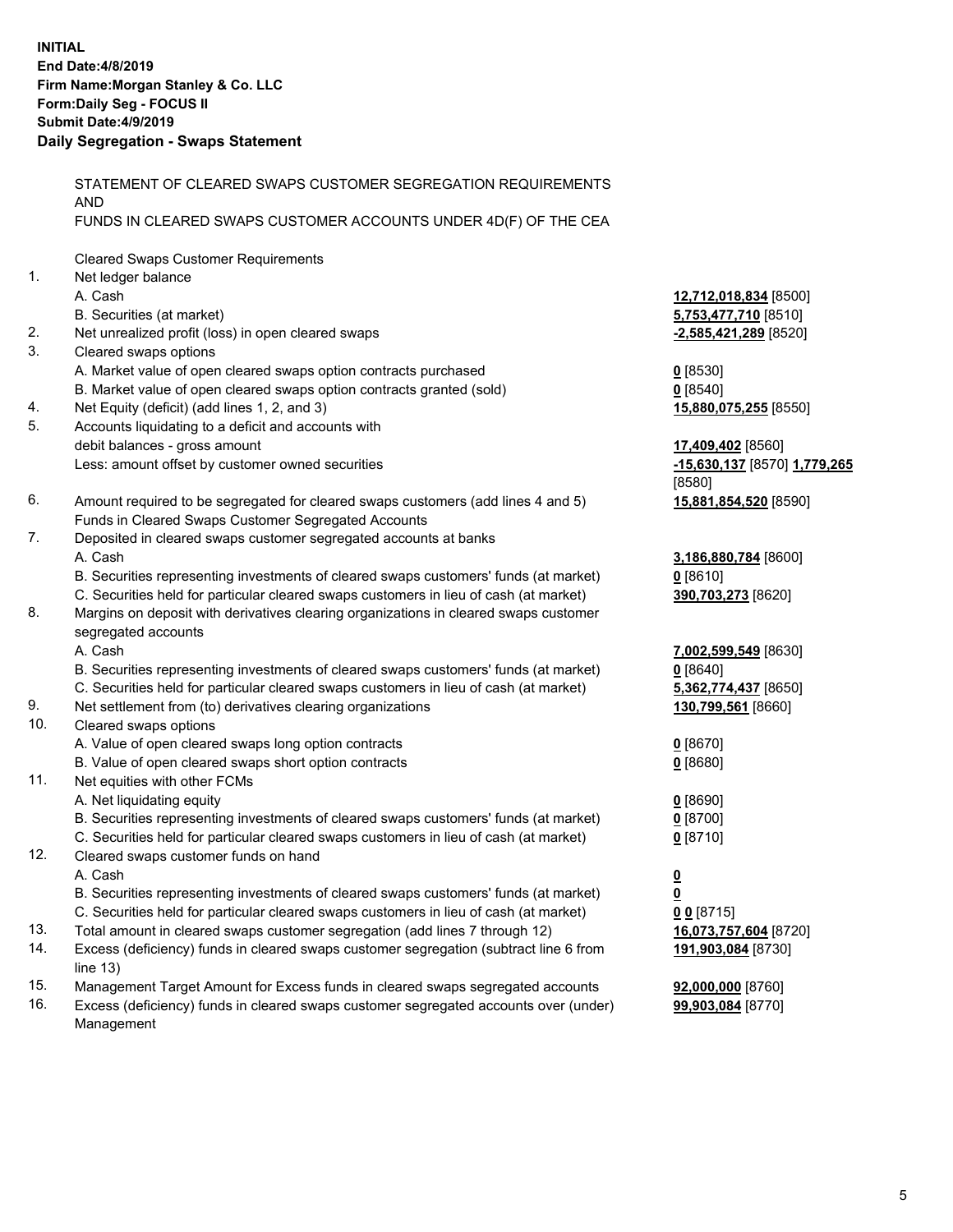**INITIAL**
**End Date:4/8/2019**
**Firm Name:Morgan Stanley & Co. LLC**
**Form:Daily Seg - FOCUS II**
**Submit Date:4/9/2019**
**Daily Segregation - Swaps Statement**

STATEMENT OF CLEARED SWAPS CUSTOMER SEGREGATION REQUIREMENTS AND FUNDS IN CLEARED SWAPS CUSTOMER ACCOUNTS UNDER 4D(F) OF THE CEA

| | | |
|---|---|---|
| | Cleared Swaps Customer Requirements | |
| 1. | Net ledger balance | |
| | A. Cash | **12,712,018,834** [8500] |
| | B. Securities (at market) | **5,753,477,710** [8510] |
| 2. | Net unrealized profit (loss) in open cleared swaps | **-2,585,421,289** [8520] |
| 3. | Cleared swaps options | |
| | A. Market value of open cleared swaps option contracts purchased | **0** [8530] |
| | B. Market value of open cleared swaps option contracts granted (sold) | **0** [8540] |
| 4. | Net Equity (deficit) (add lines 1, 2, and 3) | **15,880,075,255** [8550] |
| 5. | Accounts liquidating to a deficit and accounts with debit balances - gross amount | **17,409,402** [8560] |
| | Less: amount offset by customer owned securities | **-15,630,137** [8570] **1,779,265** [8580] |
| 6. | Amount required to be segregated for cleared swaps customers (add lines 4 and 5) | **15,881,854,520** [8590] |
| | Funds in Cleared Swaps Customer Segregated Accounts | |
| 7. | Deposited in cleared swaps customer segregated accounts at banks | |
| | A. Cash | **3,186,880,784** [8600] |
| | B. Securities representing investments of cleared swaps customers' funds (at market) | **0** [8610] |
| | C. Securities held for particular cleared swaps customers in lieu of cash (at market) | **390,703,273** [8620] |
| 8. | Margins on deposit with derivatives clearing organizations in cleared swaps customer segregated accounts | |
| | A. Cash | **7,002,599,549** [8630] |
| | B. Securities representing investments of cleared swaps customers' funds (at market) | **0** [8640] |
| | C. Securities held for particular cleared swaps customers in lieu of cash (at market) | **5,362,774,437** [8650] |
| 9. | Net settlement from (to) derivatives clearing organizations | **130,799,561** [8660] |
| 10. | Cleared swaps options | |
| | A. Value of open cleared swaps long option contracts | **0** [8670] |
| | B. Value of open cleared swaps short option contracts | **0** [8680] |
| 11. | Net equities with other FCMs | |
| | A. Net liquidating equity | **0** [8690] |
| | B. Securities representing investments of cleared swaps customers' funds (at market) | **0** [8700] |
| | C. Securities held for particular cleared swaps customers in lieu of cash (at market) | **0** [8710] |
| 12. | Cleared swaps customer funds on hand | |
| | A. Cash | **0** |
| | B. Securities representing investments of cleared swaps customers' funds (at market) | **0** |
| | C. Securities held for particular cleared swaps customers in lieu of cash (at market) | **0** **0** [8715] |
| 13. | Total amount in cleared swaps customer segregation (add lines 7 through 12) | **16,073,757,604** [8720] |
| 14. | Excess (deficiency) funds in cleared swaps customer segregation (subtract line 6 from line 13) | **191,903,084** [8730] |
| 15. | Management Target Amount for Excess funds in cleared swaps segregated accounts | **92,000,000** [8760] |
| 16. | Excess (deficiency) funds in cleared swaps customer segregated accounts over (under) Management | **99,903,084** [8770] |